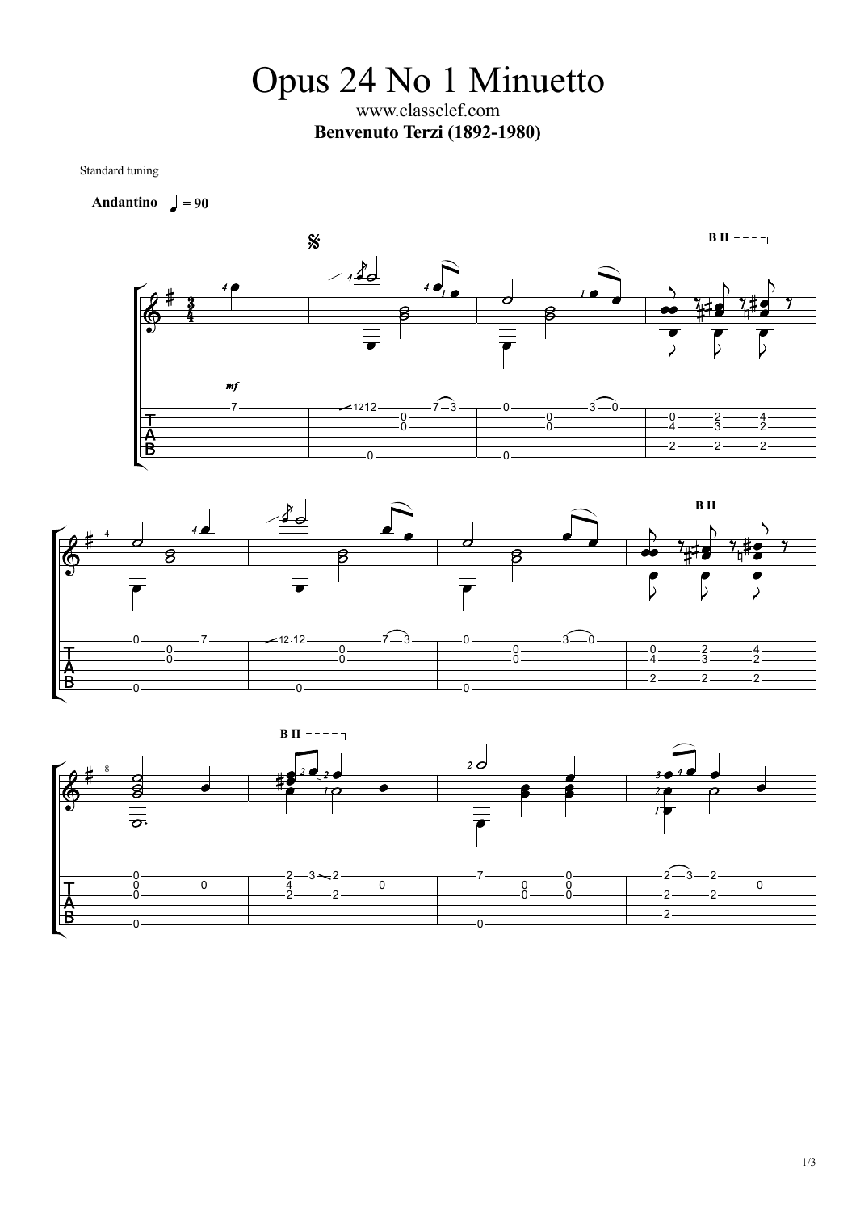# Opus 24 No 1 Minuetto

www.classclef.com

**Benvenuto Terzi (1892-1980)**

Standard tuning

**Andantino** ♩ = 90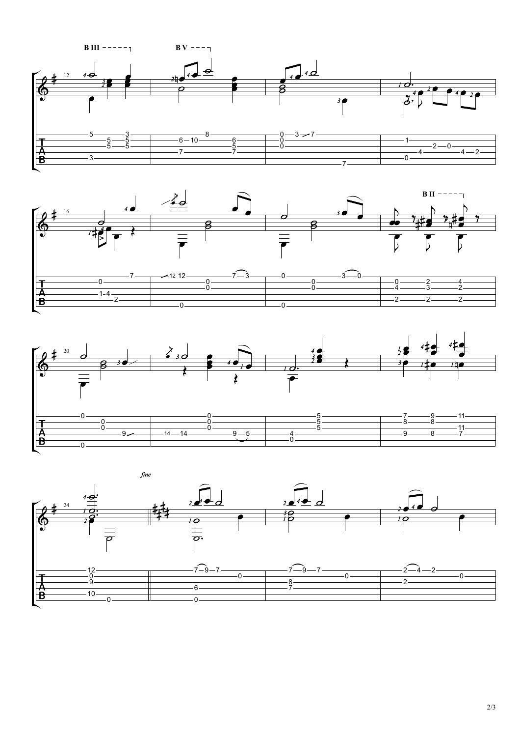B III

B V

B II

*fine*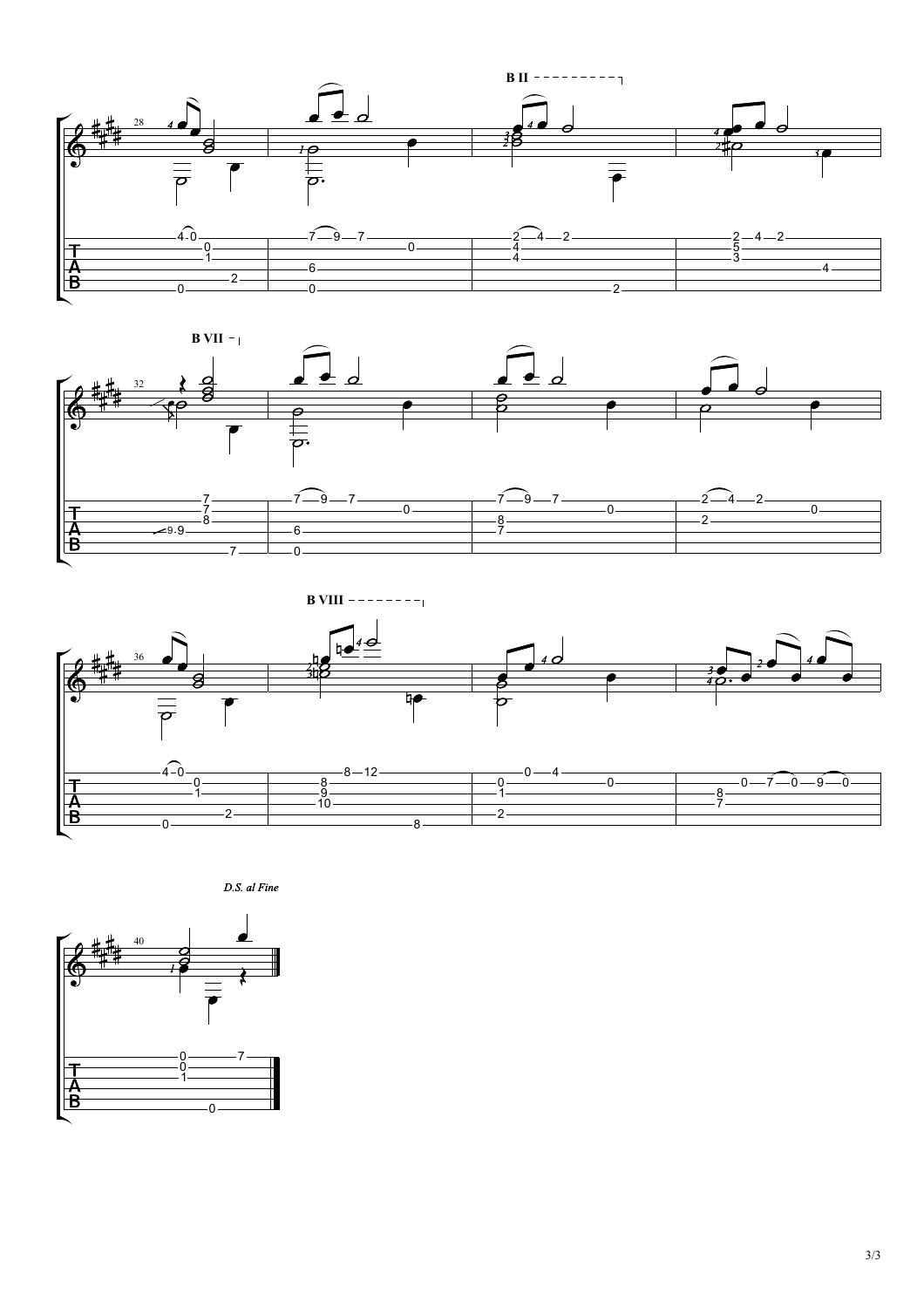B II

B VII

B VIII

D.S. al Fine